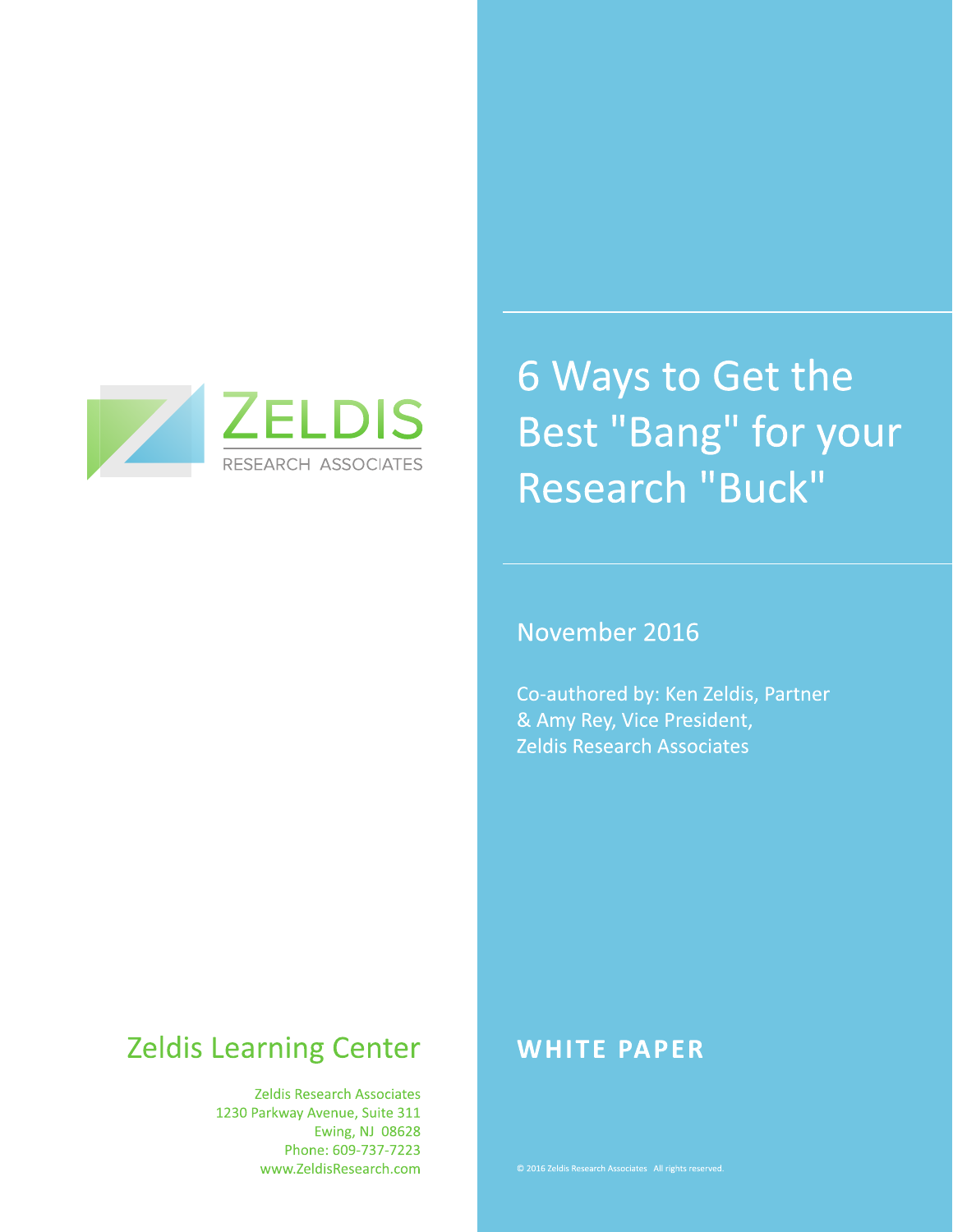ZELDIS

RESEARCH ASSOCIATES

# 6 Ways to Get the Best "Bang" for your Research "Buck"

November 2016

Co-authored by: Ken Zeldis, Partner & Amy Rey, Vice President, Zeldis Research Associates

## Zeldis Learning Center

Zeldis Research Associates
1230 Parkway Avenue, Suite 311
Ewing, NJ 08628
Phone: 609-737-7223
www.ZeldisResearch.com

**WHITE PAPER**

© 2016 Zeldis Research Associates All rights reserved.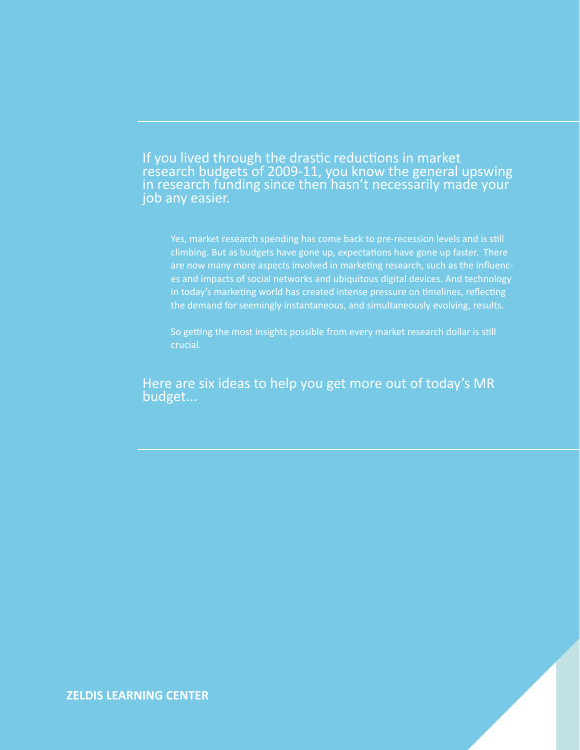If you lived through the drastic reductions in market research budgets of 2009-11, you know the general upswing in research funding since then hasn't necessarily made your job any easier.

Yes, market research spending has come back to pre-recession levels and is still climbing. But as budgets have gone up, expectations have gone up faster. There are now many more aspects involved in marketing research, such as the influences and impacts of social networks and ubiquitous digital devices. And technology in today's marketing world has created intense pressure on timelines, reflecting the demand for seemingly instantaneous, and simultaneously evolving, results.

So getting the most insights possible from every market research dollar is still crucial.

Here are six ideas to help you get more out of today's MR budget...

**ZELDIS LEARNING CENTER**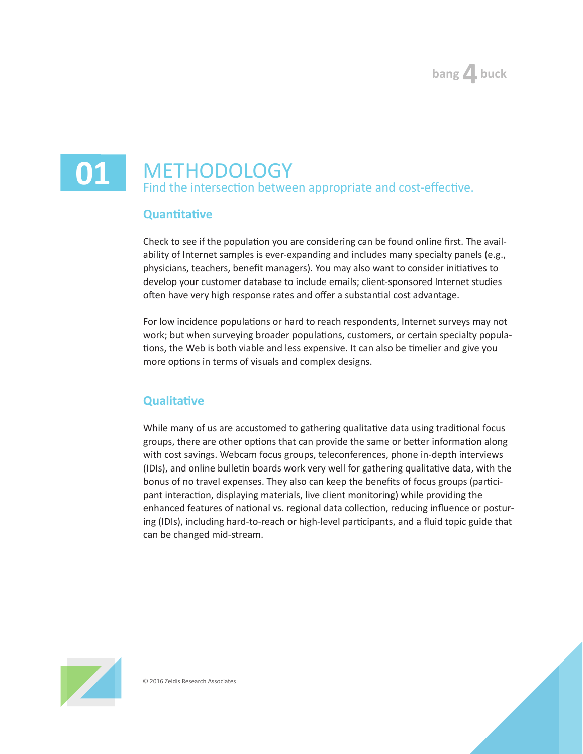# 01 METHODOLOGY

Find the intersection between appropriate and cost-effective.

## Quantitative

Check to see if the population you are considering can be found online first. The availability of Internet samples is ever-expanding and includes many specialty panels (e.g., physicians, teachers, benefit managers). You may also want to consider initiatives to develop your customer database to include emails; client-sponsored Internet studies often have very high response rates and offer a substantial cost advantage.

For low incidence populations or hard to reach respondents, Internet surveys may not work; but when surveying broader populations, customers, or certain specialty populations, the Web is both viable and less expensive. It can also be timelier and give you more options in terms of visuals and complex designs.

## Qualitative

While many of us are accustomed to gathering qualitative data using traditional focus groups, there are other options that can provide the same or better information along with cost savings. Webcam focus groups, teleconferences, phone in-depth interviews (IDIs), and online bulletin boards work very well for gathering qualitative data, with the bonus of no travel expenses. They also can keep the benefits of focus groups (participant interaction, displaying materials, live client monitoring) while providing the enhanced features of national vs. regional data collection, reducing influence or posturing (IDIs), including hard-to-reach or high-level participants, and a fluid topic guide that can be changed mid-stream.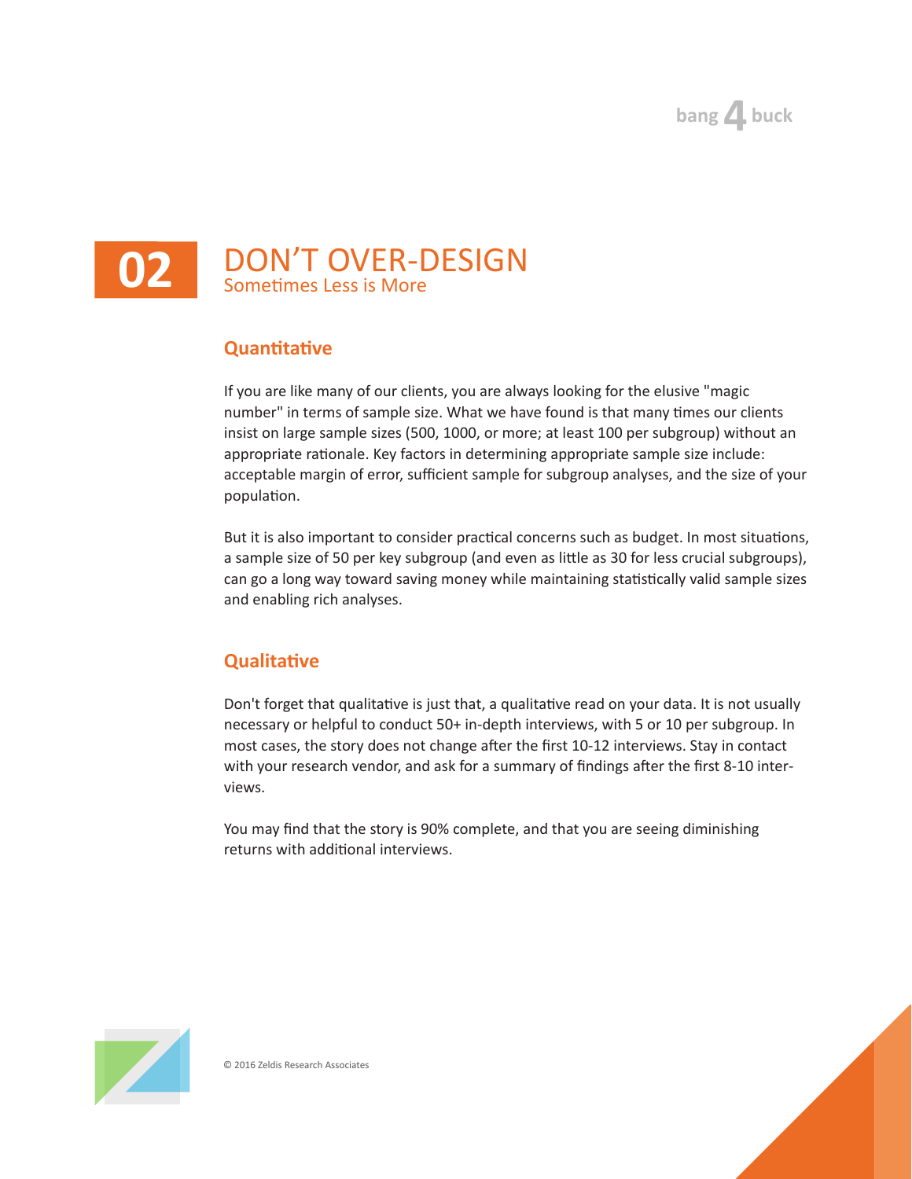# 02 DON'T OVER-DESIGN

## Sometimes Less is More

### Quantitative

If you are like many of our clients, you are always looking for the elusive "magic number" in terms of sample size. What we have found is that many times our clients insist on large sample sizes (500, 1000, or more; at least 100 per subgroup) without an appropriate rationale. Key factors in determining appropriate sample size include: acceptable margin of error, sufficient sample for subgroup analyses, and the size of your population.

But it is also important to consider practical concerns such as budget. In most situations, a sample size of 50 per key subgroup (and even as little as 30 for less crucial subgroups), can go a long way toward saving money while maintaining statistically valid sample sizes and enabling rich analyses.

### Qualitative

Don't forget that qualitative is just that, a qualitative read on your data. It is not usually necessary or helpful to conduct 50+ in-depth interviews, with 5 or 10 per subgroup. In most cases, the story does not change after the first 10-12 interviews. Stay in contact with your research vendor, and ask for a summary of findings after the first 8-10 interviews.

You may find that the story is 90% complete, and that you are seeing diminishing returns with additional interviews.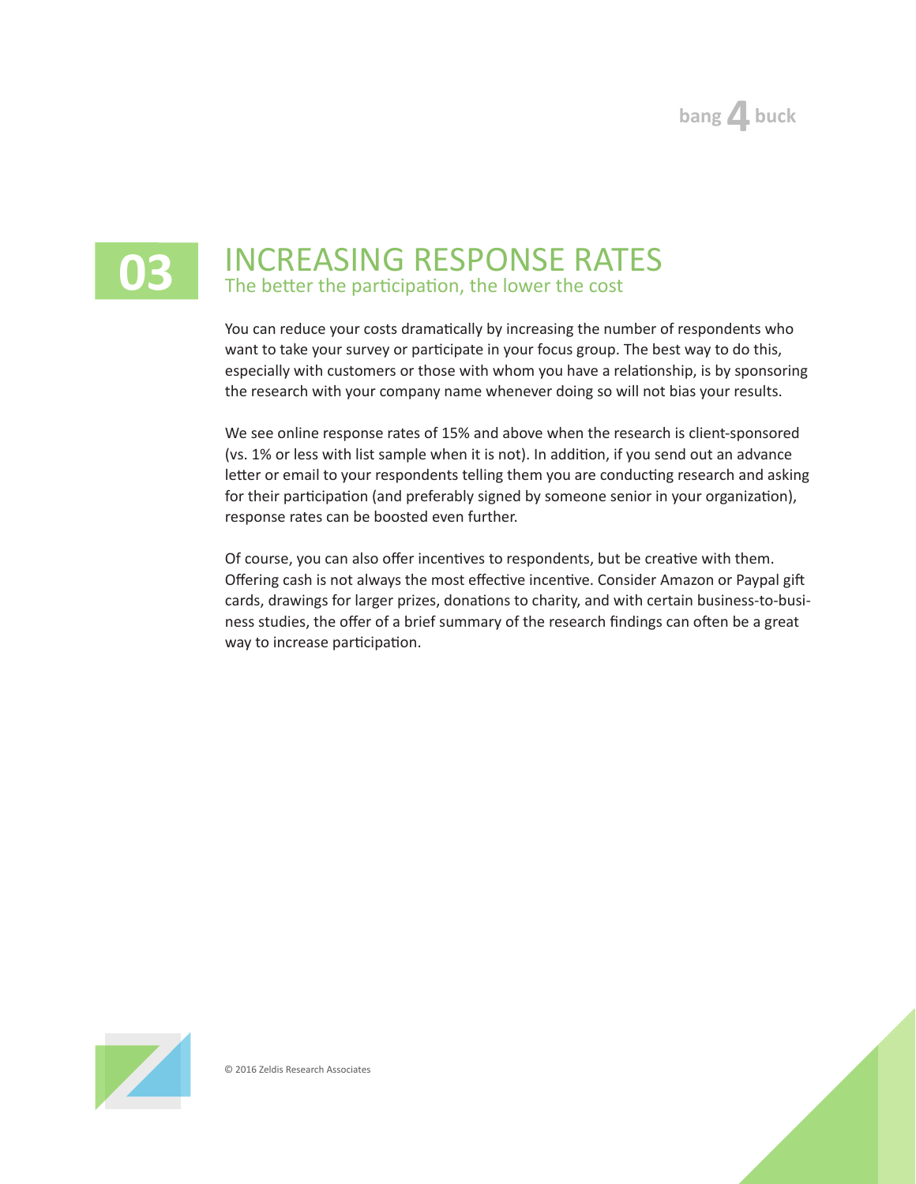# 03 INCREASING RESPONSE RATES

## The better the participation, the lower the cost

You can reduce your costs dramatically by increasing the number of respondents who want to take your survey or participate in your focus group. The best way to do this, especially with customers or those with whom you have a relationship, is by sponsoring the research with your company name whenever doing so will not bias your results.

We see online response rates of 15% and above when the research is client-sponsored (vs. 1% or less with list sample when it is not). In addition, if you send out an advance letter or email to your respondents telling them you are conducting research and asking for their participation (and preferably signed by someone senior in your organization), response rates can be boosted even further.

Of course, you can also offer incentives to respondents, but be creative with them. Offering cash is not always the most effective incentive. Consider Amazon or Paypal gift cards, drawings for larger prizes, donations to charity, and with certain business-to-business studies, the offer of a brief summary of the research findings can often be a great way to increase participation.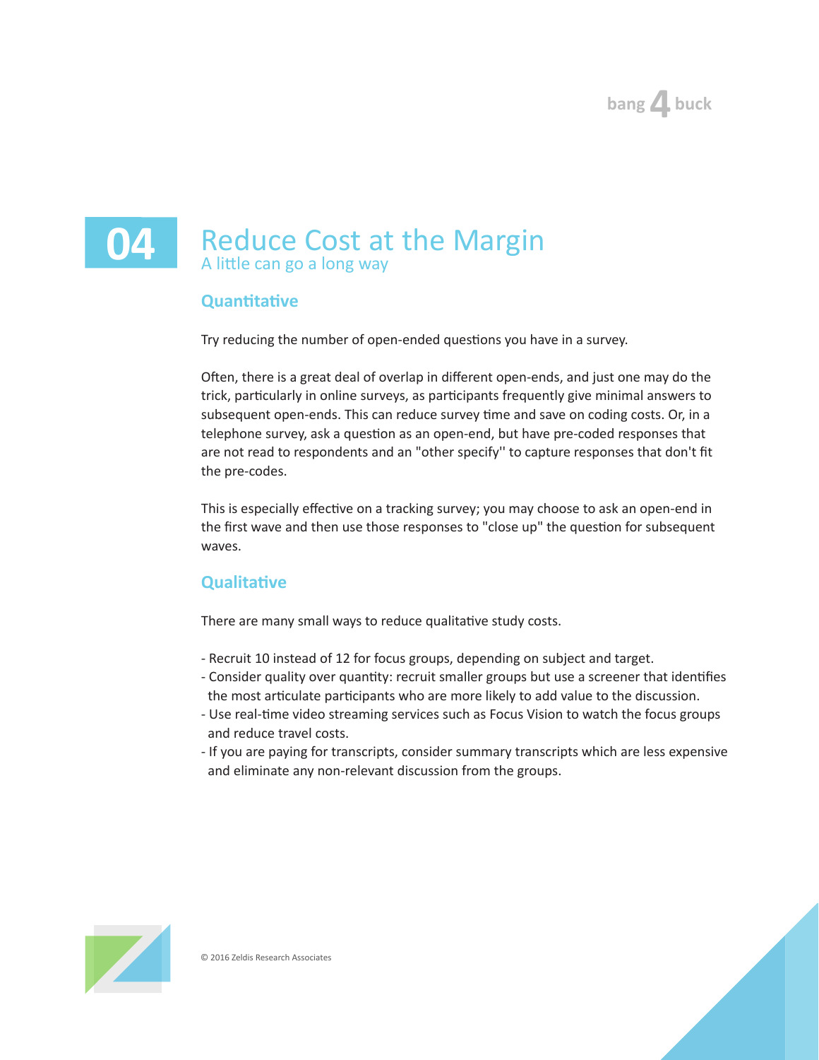# 04 Reduce Cost at the Margin

A little can go a long way

## Quantitative

Try reducing the number of open-ended questions you have in a survey.

Often, there is a great deal of overlap in different open-ends, and just one may do the trick, particularly in online surveys, as participants frequently give minimal answers to subsequent open-ends. This can reduce survey time and save on coding costs. Or, in a telephone survey, ask a question as an open-end, but have pre-coded responses that are not read to respondents and an "other specify" to capture responses that don't fit the pre-codes.

This is especially effective on a tracking survey; you may choose to ask an open-end in the first wave and then use those responses to "close up" the question for subsequent waves.

## Qualitative

There are many small ways to reduce qualitative study costs.

- Recruit 10 instead of 12 for focus groups, depending on subject and target.
- Consider quality over quantity: recruit smaller groups but use a screener that identifies the most articulate participants who are more likely to add value to the discussion.
- Use real-time video streaming services such as Focus Vision to watch the focus groups and reduce travel costs.
- If you are paying for transcripts, consider summary transcripts which are less expensive and eliminate any non-relevant discussion from the groups.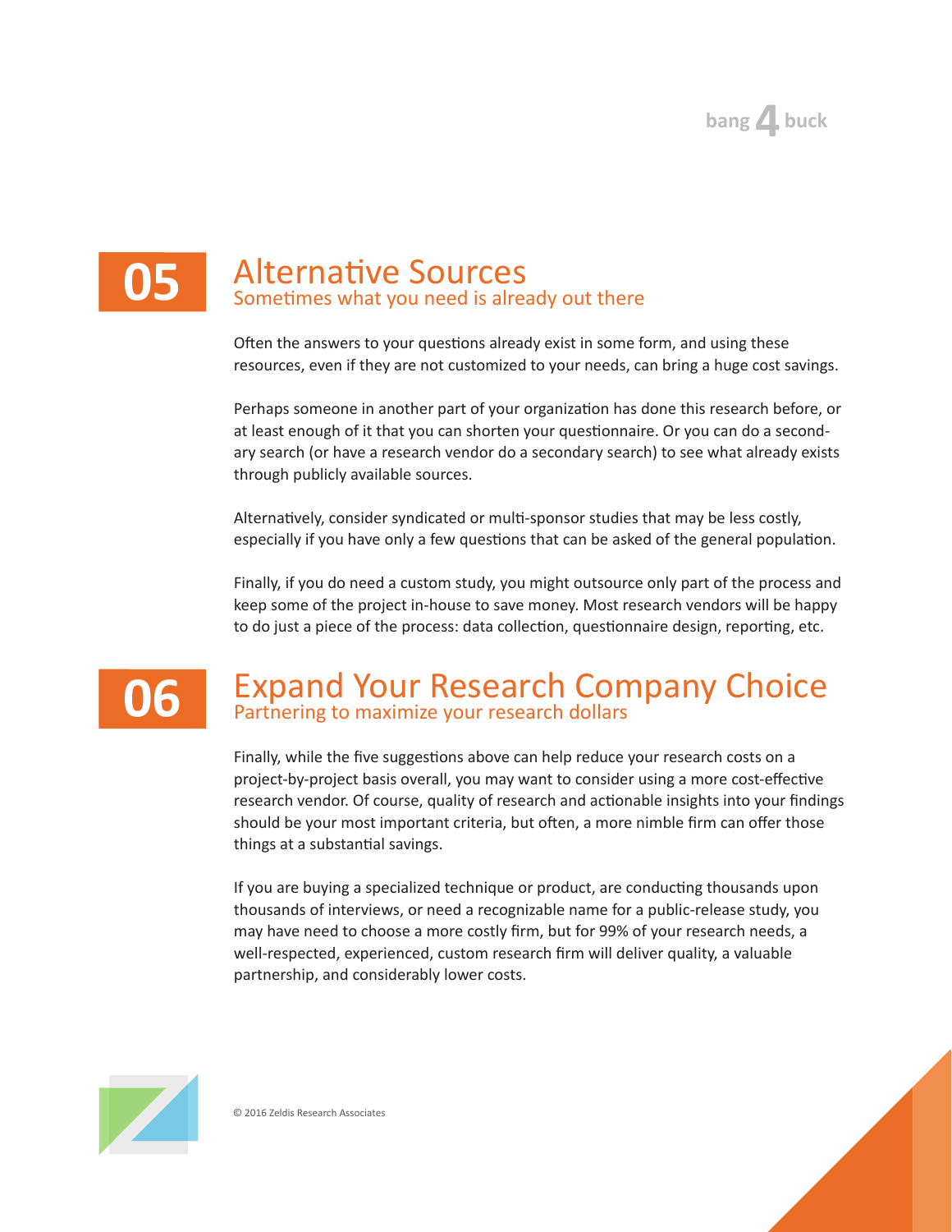## 05 Alternative Sources

### Sometimes what you need is already out there

Often the answers to your questions already exist in some form, and using these resources, even if they are not customized to your needs, can bring a huge cost savings.

Perhaps someone in another part of your organization has done this research before, or at least enough of it that you can shorten your questionnaire. Or you can do a secondary search (or have a research vendor do a secondary search) to see what already exists through publicly available sources.

Alternatively, consider syndicated or multi-sponsor studies that may be less costly, especially if you have only a few questions that can be asked of the general population.

Finally, if you do need a custom study, you might outsource only part of the process and keep some of the project in-house to save money. Most research vendors will be happy to do just a piece of the process: data collection, questionnaire design, reporting, etc.

## 06 Expand Your Research Company Choice

### Partnering to maximize your research dollars

Finally, while the five suggestions above can help reduce your research costs on a project-by-project basis overall, you may want to consider using a more cost-effective research vendor. Of course, quality of research and actionable insights into your findings should be your most important criteria, but often, a more nimble firm can offer those things at a substantial savings.

If you are buying a specialized technique or product, are conducting thousands upon thousands of interviews, or need a recognizable name for a public-release study, you may have need to choose a more costly firm, but for 99% of your research needs, a well-respected, experienced, custom research firm will deliver quality, a valuable partnership, and considerably lower costs.

© 2016 Zeldis Research Associates